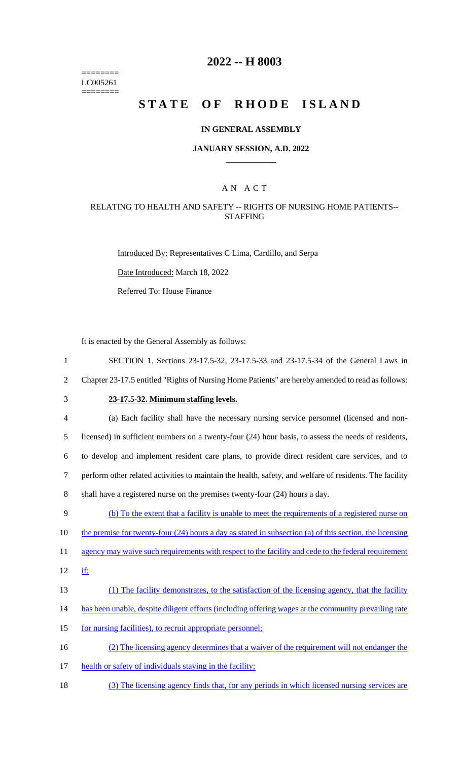========
LC005261
========

# 2022 -- H 8003

# STATE OF RHODE ISLAND

### IN GENERAL ASSEMBLY

### JANUARY SESSION, A.D. 2022

## A N A C T

### RELATING TO HEALTH AND SAFETY -- RIGHTS OF NURSING HOME PATIENTS-- STAFFING

Introduced By: Representatives C Lima, Cardillo, and Serpa

Date Introduced: March 18, 2022

Referred To: House Finance

It is enacted by the General Assembly as follows:

1 SECTION 1. Sections 23-17.5-32, 23-17.5-33 and 23-17.5-34 of the General Laws in
2 Chapter 23-17.5 entitled "Rights of Nursing Home Patients" are hereby amended to read as follows:

3 **23-17.5-32. Minimum staffing levels.**

4 (a) Each facility shall have the necessary nursing service personnel (licensed and non-
5 licensed) in sufficient numbers on a twenty-four (24) hour basis, to assess the needs of residents,
6 to develop and implement resident care plans, to provide direct resident care services, and to
7 perform other related activities to maintain the health, safety, and welfare of residents. The facility
8 shall have a registered nurse on the premises twenty-four (24) hours a day.

9 <u>(b) To the extent that a facility is unable to meet the requirements of a registered nurse on</u>
10 <u>the premise for twenty-four (24) hours a day as stated in subsection (a) of this section, the licensing</u>
11 <u>agency may waive such requirements with respect to the facility and cede to the federal requirement</u>
12 <u>if:</u>

13 <u>(1) The facility demonstrates, to the satisfaction of the licensing agency, that the facility</u>
14 <u>has been unable, despite diligent efforts (including offering wages at the community prevailing rate</u>
15 <u>for nursing facilities), to recruit appropriate personnel;</u>

16 <u>(2) The licensing agency determines that a waiver of the requirement will not endanger the</u>
17 <u>health or safety of individuals staying in the facility;</u>

18 <u>(3) The licensing agency finds that, for any periods in which licensed nursing services are</u>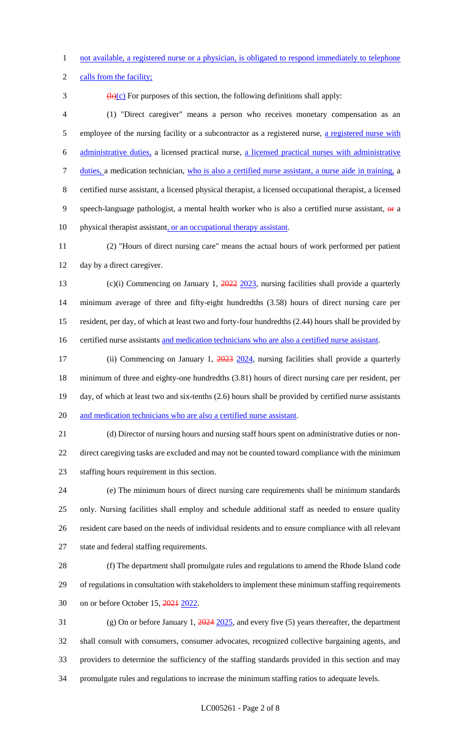not available, a registered nurse or a physician, is obligated to respond immediately to telephone calls from the facility;

~~(b)~~(c) For purposes of this section, the following definitions shall apply:

(1) "Direct caregiver" means a person who receives monetary compensation as an employee of the nursing facility or a subcontractor as a registered nurse, a registered nurse with administrative duties, a licensed practical nurse, a licensed practical nurses with administrative duties, a medication technician, who is also a certified nurse assistant, a nurse aide in training, a certified nurse assistant, a licensed physical therapist, a licensed occupational therapist, a licensed speech-language pathologist, a mental health worker who is also a certified nurse assistant, ~~or~~ a physical therapist assistant, or an occupational therapy assistant.

(2) "Hours of direct nursing care" means the actual hours of work performed per patient day by a direct caregiver.

(c)(i) Commencing on January 1, ~~2022~~ 2023, nursing facilities shall provide a quarterly minimum average of three and fifty-eight hundredths (3.58) hours of direct nursing care per resident, per day, of which at least two and forty-four hundredths (2.44) hours shall be provided by certified nurse assistants and medication technicians who are also a certified nurse assistant.

(ii) Commencing on January 1, ~~2023~~ 2024, nursing facilities shall provide a quarterly minimum of three and eighty-one hundredths (3.81) hours of direct nursing care per resident, per day, of which at least two and six-tenths (2.6) hours shall be provided by certified nurse assistants and medication technicians who are also a certified nurse assistant.

(d) Director of nursing hours and nursing staff hours spent on administrative duties or non-direct caregiving tasks are excluded and may not be counted toward compliance with the minimum staffing hours requirement in this section.

(e) The minimum hours of direct nursing care requirements shall be minimum standards only. Nursing facilities shall employ and schedule additional staff as needed to ensure quality resident care based on the needs of individual residents and to ensure compliance with all relevant state and federal staffing requirements.

(f) The department shall promulgate rules and regulations to amend the Rhode Island code of regulations in consultation with stakeholders to implement these minimum staffing requirements on or before October 15, ~~2021~~ 2022.

(g) On or before January 1, ~~2024~~ 2025, and every five (5) years thereafter, the department shall consult with consumers, consumer advocates, recognized collective bargaining agents, and providers to determine the sufficiency of the staffing standards provided in this section and may promulgate rules and regulations to increase the minimum staffing ratios to adequate levels.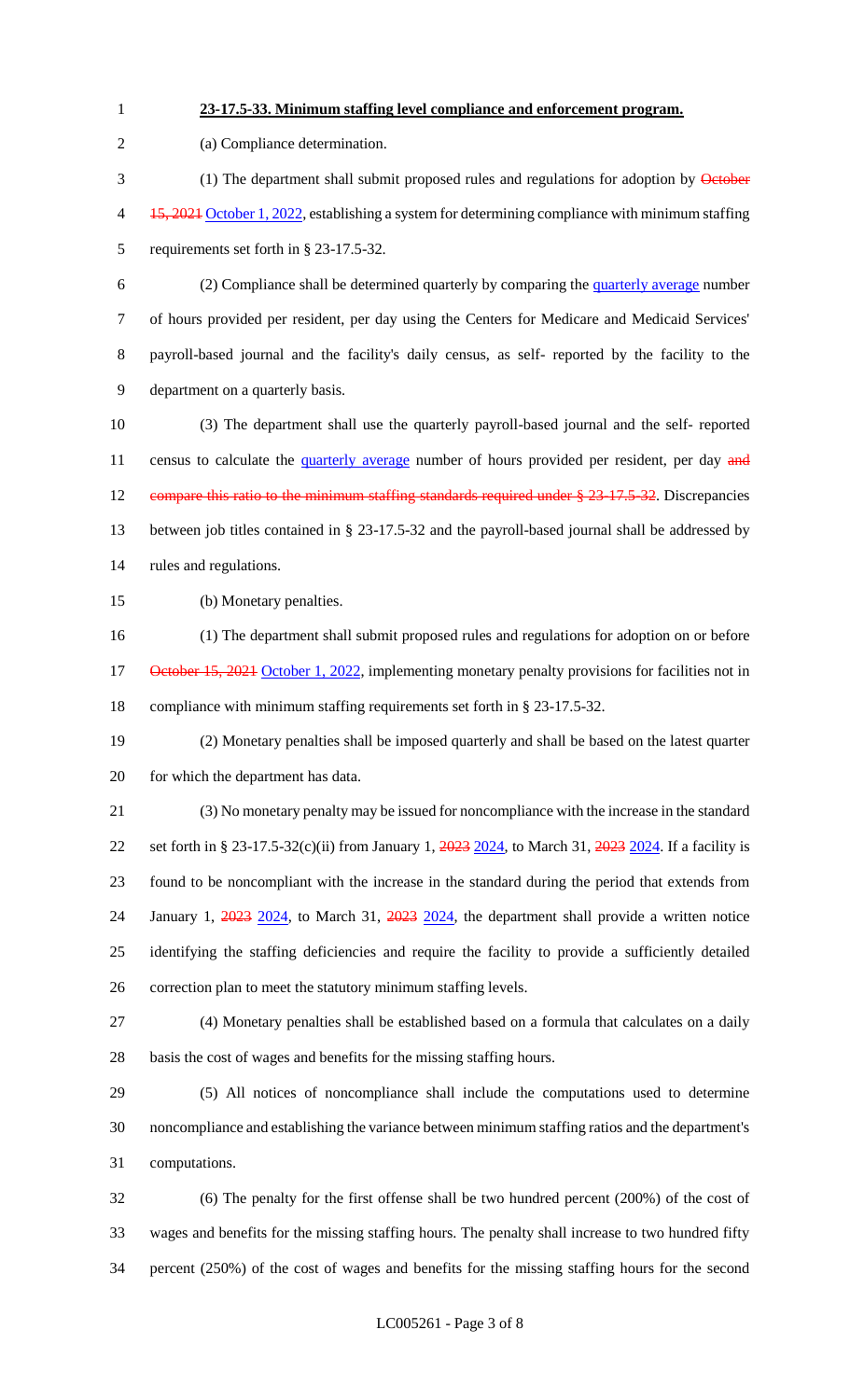**23-17.5-33. Minimum staffing level compliance and enforcement program.**

(a) Compliance determination.

(1) The department shall submit proposed rules and regulations for adoption by ~~October 15, 2021~~ October 1, 2022, establishing a system for determining compliance with minimum staffing requirements set forth in § 23-17.5-32.

(2) Compliance shall be determined quarterly by comparing the quarterly average number of hours provided per resident, per day using the Centers for Medicare and Medicaid Services' payroll-based journal and the facility's daily census, as self- reported by the facility to the department on a quarterly basis.

(3) The department shall use the quarterly payroll-based journal and the self- reported census to calculate the quarterly average number of hours provided per resident, per day ~~and compare this ratio to the minimum staffing standards required under § 23-17.5-32~~. Discrepancies between job titles contained in § 23-17.5-32 and the payroll-based journal shall be addressed by rules and regulations.

(b) Monetary penalties.

(1) The department shall submit proposed rules and regulations for adoption on or before ~~October 15, 2021~~ October 1, 2022, implementing monetary penalty provisions for facilities not in compliance with minimum staffing requirements set forth in § 23-17.5-32.

(2) Monetary penalties shall be imposed quarterly and shall be based on the latest quarter for which the department has data.

(3) No monetary penalty may be issued for noncompliance with the increase in the standard set forth in § 23-17.5-32(c)(ii) from January 1, ~~2023~~ 2024, to March 31, ~~2023~~ 2024. If a facility is found to be noncompliant with the increase in the standard during the period that extends from January 1, ~~2023~~ 2024, to March 31, ~~2023~~ 2024, the department shall provide a written notice identifying the staffing deficiencies and require the facility to provide a sufficiently detailed correction plan to meet the statutory minimum staffing levels.

(4) Monetary penalties shall be established based on a formula that calculates on a daily basis the cost of wages and benefits for the missing staffing hours.

(5) All notices of noncompliance shall include the computations used to determine noncompliance and establishing the variance between minimum staffing ratios and the department's computations.

(6) The penalty for the first offense shall be two hundred percent (200%) of the cost of wages and benefits for the missing staffing hours. The penalty shall increase to two hundred fifty percent (250%) of the cost of wages and benefits for the missing staffing hours for the second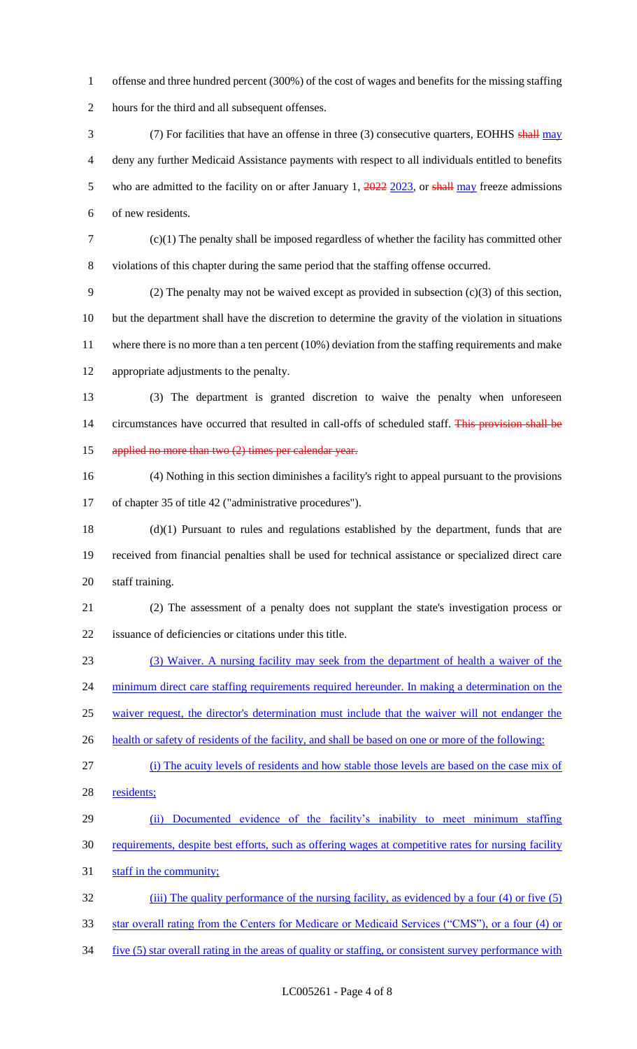offense and three hundred percent (300%) of the cost of wages and benefits for the missing staffing hours for the third and all subsequent offenses.

(7) For facilities that have an offense in three (3) consecutive quarters, EOHHS ~~shall~~ may deny any further Medicaid Assistance payments with respect to all individuals entitled to benefits who are admitted to the facility on or after January 1, ~~2022~~ 2023, or ~~shall~~ may freeze admissions of new residents.

(c)(1) The penalty shall be imposed regardless of whether the facility has committed other violations of this chapter during the same period that the staffing offense occurred.

(2) The penalty may not be waived except as provided in subsection (c)(3) of this section, but the department shall have the discretion to determine the gravity of the violation in situations where there is no more than a ten percent (10%) deviation from the staffing requirements and make appropriate adjustments to the penalty.

(3) The department is granted discretion to waive the penalty when unforeseen circumstances have occurred that resulted in call-offs of scheduled staff. ~~This provision shall be applied no more than two (2) times per calendar year.~~

(4) Nothing in this section diminishes a facility's right to appeal pursuant to the provisions of chapter 35 of title 42 ("administrative procedures").

(d)(1) Pursuant to rules and regulations established by the department, funds that are received from financial penalties shall be used for technical assistance or specialized direct care staff training.

(2) The assessment of a penalty does not supplant the state's investigation process or issuance of deficiencies or citations under this title.

(3) Waiver. A nursing facility may seek from the department of health a waiver of the minimum direct care staffing requirements required hereunder. In making a determination on the waiver request, the director's determination must include that the waiver will not endanger the health or safety of residents of the facility, and shall be based on one or more of the following:

(i) The acuity levels of residents and how stable those levels are based on the case mix of residents;

(ii) Documented evidence of the facility's inability to meet minimum staffing requirements, despite best efforts, such as offering wages at competitive rates for nursing facility staff in the community;

(iii) The quality performance of the nursing facility, as evidenced by a four (4) or five (5) star overall rating from the Centers for Medicare or Medicaid Services ("CMS"), or a four (4) or five (5) star overall rating in the areas of quality or staffing, or consistent survey performance with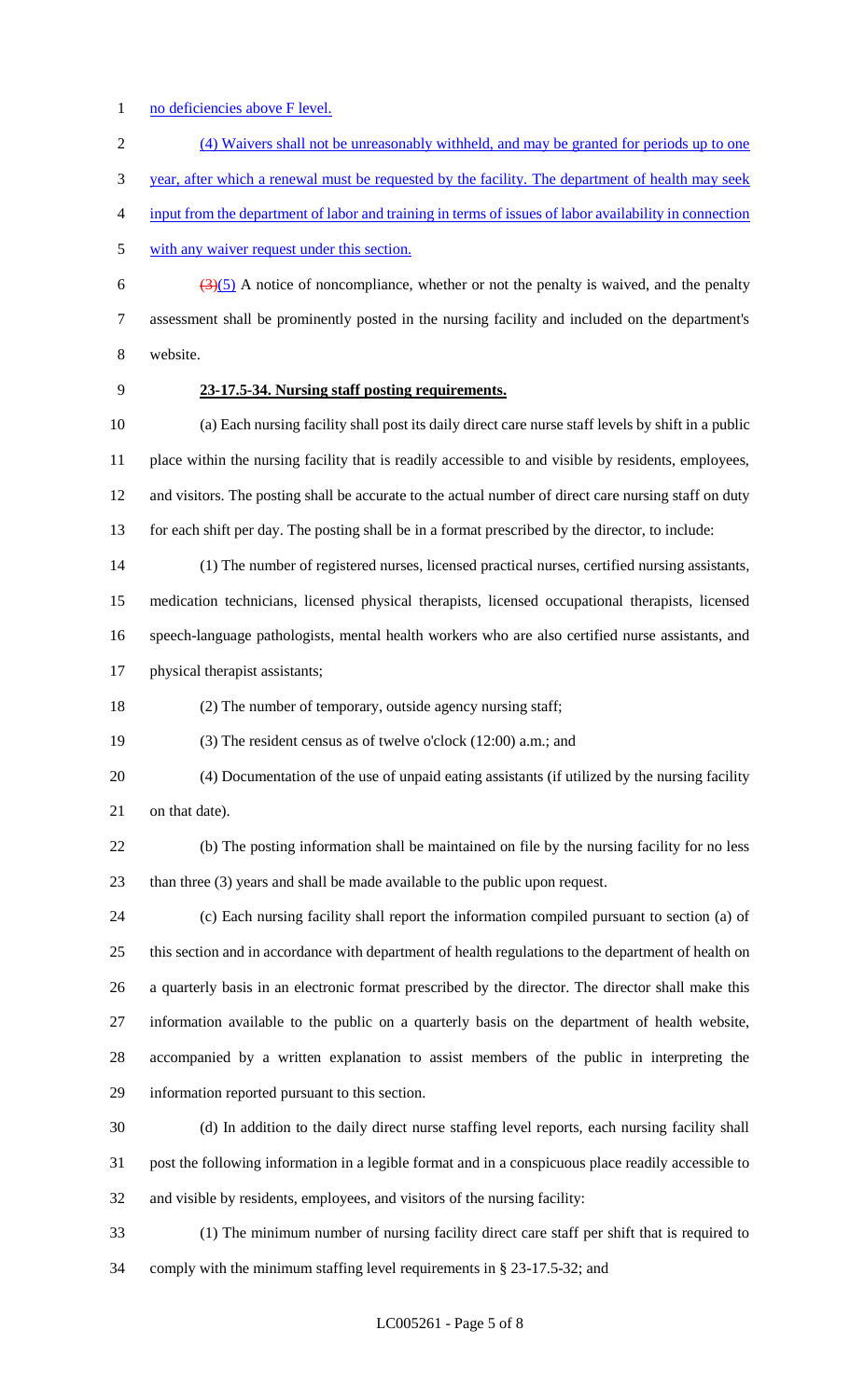no deficiencies above F level.

(4) Waivers shall not be unreasonably withheld, and may be granted for periods up to one year, after which a renewal must be requested by the facility. The department of health may seek input from the department of labor and training in terms of issues of labor availability in connection with any waiver request under this section.

~~(3)~~(5) A notice of noncompliance, whether or not the penalty is waived, and the penalty assessment shall be prominently posted in the nursing facility and included on the department's website.

**23-17.5-34. Nursing staff posting requirements.**

(a) Each nursing facility shall post its daily direct care nurse staff levels by shift in a public place within the nursing facility that is readily accessible to and visible by residents, employees, and visitors. The posting shall be accurate to the actual number of direct care nursing staff on duty for each shift per day. The posting shall be in a format prescribed by the director, to include:

(1) The number of registered nurses, licensed practical nurses, certified nursing assistants, medication technicians, licensed physical therapists, licensed occupational therapists, licensed speech-language pathologists, mental health workers who are also certified nurse assistants, and physical therapist assistants;

(2) The number of temporary, outside agency nursing staff;

(3) The resident census as of twelve o'clock (12:00) a.m.; and

(4) Documentation of the use of unpaid eating assistants (if utilized by the nursing facility on that date).

(b) The posting information shall be maintained on file by the nursing facility for no less than three (3) years and shall be made available to the public upon request.

(c) Each nursing facility shall report the information compiled pursuant to section (a) of this section and in accordance with department of health regulations to the department of health on a quarterly basis in an electronic format prescribed by the director. The director shall make this information available to the public on a quarterly basis on the department of health website, accompanied by a written explanation to assist members of the public in interpreting the information reported pursuant to this section.

(d) In addition to the daily direct nurse staffing level reports, each nursing facility shall post the following information in a legible format and in a conspicuous place readily accessible to and visible by residents, employees, and visitors of the nursing facility:

(1) The minimum number of nursing facility direct care staff per shift that is required to comply with the minimum staffing level requirements in § 23-17.5-32; and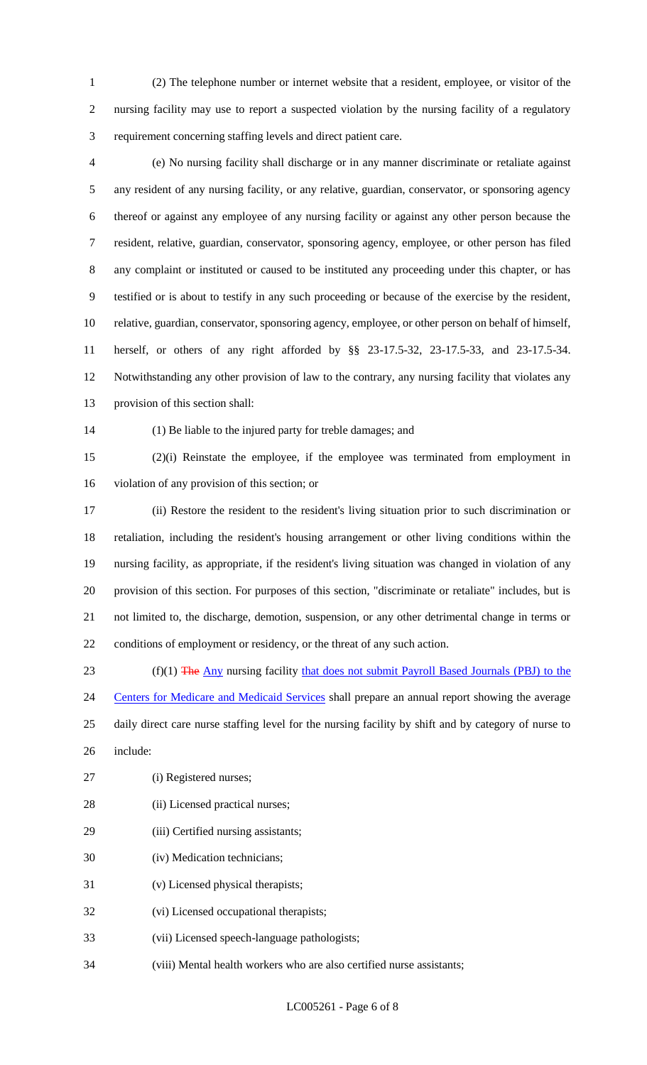(2) The telephone number or internet website that a resident, employee, or visitor of the nursing facility may use to report a suspected violation by the nursing facility of a regulatory requirement concerning staffing levels and direct patient care.

(e) No nursing facility shall discharge or in any manner discriminate or retaliate against any resident of any nursing facility, or any relative, guardian, conservator, or sponsoring agency thereof or against any employee of any nursing facility or against any other person because the resident, relative, guardian, conservator, sponsoring agency, employee, or other person has filed any complaint or instituted or caused to be instituted any proceeding under this chapter, or has testified or is about to testify in any such proceeding or because of the exercise by the resident, relative, guardian, conservator, sponsoring agency, employee, or other person on behalf of himself, herself, or others of any right afforded by §§ 23-17.5-32, 23-17.5-33, and 23-17.5-34. Notwithstanding any other provision of law to the contrary, any nursing facility that violates any provision of this section shall:

(1) Be liable to the injured party for treble damages; and

(2)(i) Reinstate the employee, if the employee was terminated from employment in violation of any provision of this section; or

(ii) Restore the resident to the resident's living situation prior to such discrimination or retaliation, including the resident's housing arrangement or other living conditions within the nursing facility, as appropriate, if the resident's living situation was changed in violation of any provision of this section. For purposes of this section, "discriminate or retaliate" includes, but is not limited to, the discharge, demotion, suspension, or any other detrimental change in terms or conditions of employment or residency, or the threat of any such action.

(f)(1) ~~The~~ <u>Any</u> nursing facility <u>that does not submit Payroll Based Journals (PBJ) to the Centers for Medicare and Medicaid Services</u> shall prepare an annual report showing the average daily direct care nurse staffing level for the nursing facility by shift and by category of nurse to include:

(i) Registered nurses;

(ii) Licensed practical nurses;

(iii) Certified nursing assistants;

(iv) Medication technicians;

(v) Licensed physical therapists;

(vi) Licensed occupational therapists;

(vii) Licensed speech-language pathologists;

(viii) Mental health workers who are also certified nurse assistants;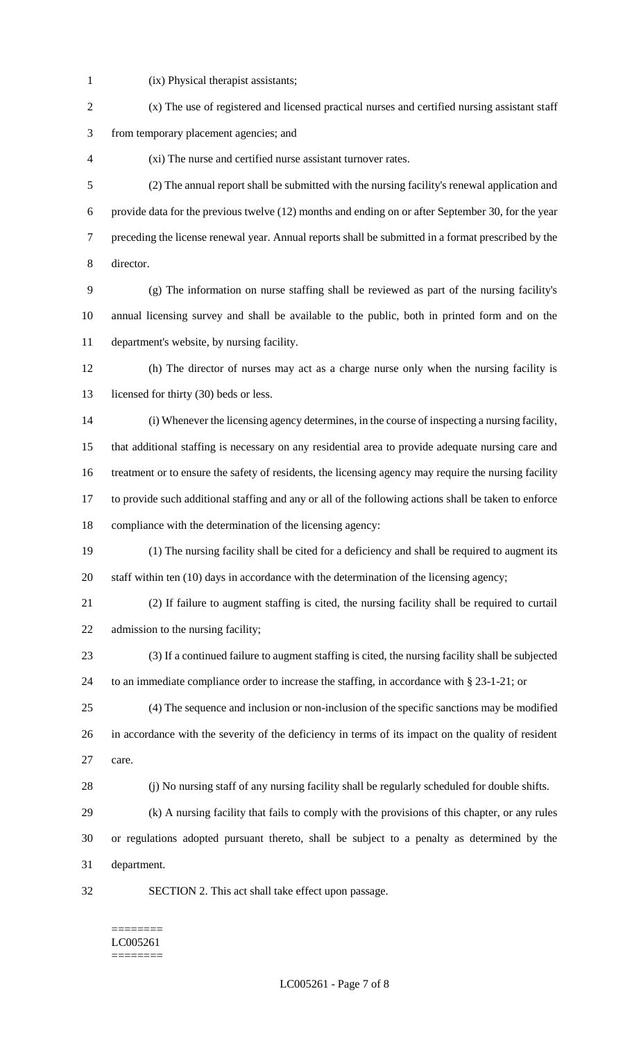(ix) Physical therapist assistants;

(x) The use of registered and licensed practical nurses and certified nursing assistant staff from temporary placement agencies; and

(xi) The nurse and certified nurse assistant turnover rates.

(2) The annual report shall be submitted with the nursing facility's renewal application and provide data for the previous twelve (12) months and ending on or after September 30, for the year preceding the license renewal year. Annual reports shall be submitted in a format prescribed by the director.

(g) The information on nurse staffing shall be reviewed as part of the nursing facility's annual licensing survey and shall be available to the public, both in printed form and on the department's website, by nursing facility.

(h) The director of nurses may act as a charge nurse only when the nursing facility is licensed for thirty (30) beds or less.

(i) Whenever the licensing agency determines, in the course of inspecting a nursing facility, that additional staffing is necessary on any residential area to provide adequate nursing care and treatment or to ensure the safety of residents, the licensing agency may require the nursing facility to provide such additional staffing and any or all of the following actions shall be taken to enforce compliance with the determination of the licensing agency:

(1) The nursing facility shall be cited for a deficiency and shall be required to augment its staff within ten (10) days in accordance with the determination of the licensing agency;

(2) If failure to augment staffing is cited, the nursing facility shall be required to curtail admission to the nursing facility;

(3) If a continued failure to augment staffing is cited, the nursing facility shall be subjected to an immediate compliance order to increase the staffing, in accordance with § 23-1-21; or

(4) The sequence and inclusion or non-inclusion of the specific sanctions may be modified in accordance with the severity of the deficiency in terms of its impact on the quality of resident care.

(j) No nursing staff of any nursing facility shall be regularly scheduled for double shifts.

(k) A nursing facility that fails to comply with the provisions of this chapter, or any rules or regulations adopted pursuant thereto, shall be subject to a penalty as determined by the department.

SECTION 2. This act shall take effect upon passage.

========
LC005261
========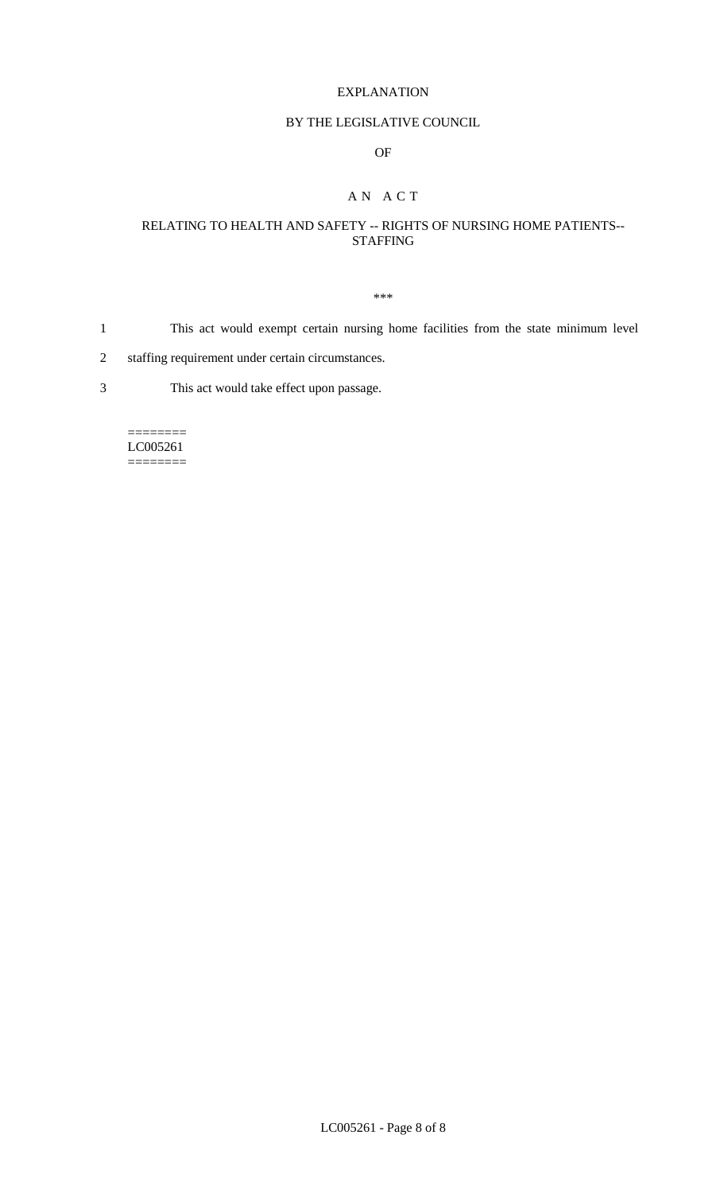EXPLANATION

BY THE LEGISLATIVE COUNCIL

OF

# A N A C T

## RELATING TO HEALTH AND SAFETY -- RIGHTS OF NURSING HOME PATIENTS-- STAFFING

\*\*\*

1 This act would exempt certain nursing home facilities from the state minimum level
2 staffing requirement under certain circumstances.
3 This act would take effect upon passage.

========
LC005261
========